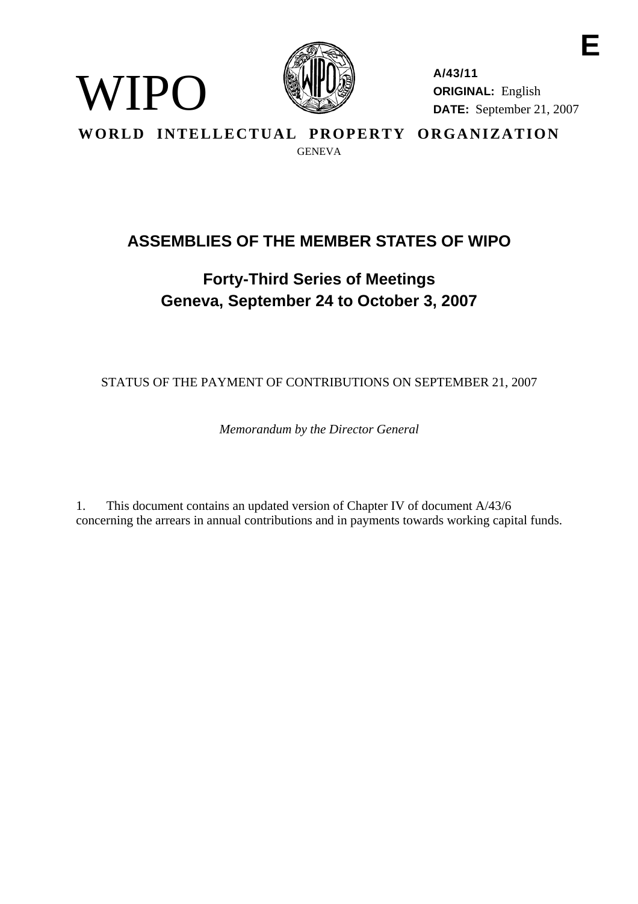E

WIPO

A/43/11
**ORIGINAL:** English
**DATE:** September 21, 2007

**WORLD INTELLECTUAL PROPERTY ORGANIZATION**
GENEVA

# ASSEMBLIES OF THE MEMBER STATES OF WIPO

## Forty-Third Series of Meetings
## Geneva, September 24 to October 3, 2007

STATUS OF THE PAYMENT OF CONTRIBUTIONS ON SEPTEMBER 21, 2007

*Memorandum by the Director General*

1. This document contains an updated version of Chapter IV of document A/43/6 concerning the arrears in annual contributions and in payments towards working capital funds.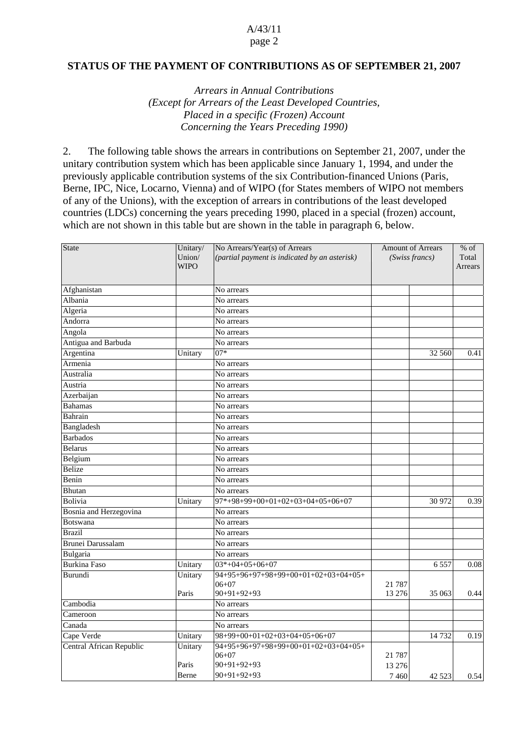**STATUS OF THE PAYMENT OF CONTRIBUTIONS AS OF SEPTEMBER 21, 2007**

*Arrears in Annual Contributions*
*(Except for Arrears of the Least Developed Countries,*
*Placed in a specific (Frozen) Account*
*Concerning the Years Preceding 1990)*

2. The following table shows the arrears in contributions on September 21, 2007, under the unitary contribution system which has been applicable since January 1, 1994, and under the previously applicable contribution systems of the six Contribution-financed Unions (Paris, Berne, IPC, Nice, Locarno, Vienna) and of WIPO (for States members of WIPO not members of any of the Unions), with the exception of arrears in contributions of the least developed countries (LDCs) concerning the years preceding 1990, placed in a special (frozen) account, which are not shown in this table but are shown in the table in paragraph 6, below.

| State | Unitary/ Union/ WIPO | No Arrears/Year(s) of Arrears *(partial payment is indicated by an asterisk)* | Amount of Arrears *(Swiss francs)* | | % of Total Arrears |
|---|---|---|---|---|---|
| Afghanistan | | No arrears | | | |
| Albania | | No arrears | | | |
| Algeria | | No arrears | | | |
| Andorra | | No arrears | | | |
| Angola | | No arrears | | | |
| Antigua and Barbuda | | No arrears | | | |
| Argentina | Unitary | 07* | | 32 560 | 0.41 |
| Armenia | | No arrears | | | |
| Australia | | No arrears | | | |
| Austria | | No arrears | | | |
| Azerbaijan | | No arrears | | | |
| Bahamas | | No arrears | | | |
| Bahrain | | No arrears | | | |
| Bangladesh | | No arrears | | | |
| Barbados | | No arrears | | | |
| Belarus | | No arrears | | | |
| Belgium | | No arrears | | | |
| Belize | | No arrears | | | |
| Benin | | No arrears | | | |
| Bhutan | | No arrears | | | |
| Bolivia | Unitary | 97*+98+99+00+01+02+03+04+05+06+07 | | 30 972 | 0.39 |
| Bosnia and Herzegovina | | No arrears | | | |
| Botswana | | No arrears | | | |
| Brazil | | No arrears | | | |
| Brunei Darussalam | | No arrears | | | |
| Bulgaria | | No arrears | | | |
| Burkina Faso | Unitary | 03*+04+05+06+07 | | 6 557 | 0.08 |
| Burundi | Unitary | 94+95+96+97+98+99+00+01+02+03+04+05+ 06+07 | 21 787 | | |
| | Paris | 90+91+92+93 | 13 276 | 35 063 | 0.44 |
| Cambodia | | No arrears | | | |
| Cameroon | | No arrears | | | |
| Canada | | No arrears | | | |
| Cape Verde | Unitary | 98+99+00+01+02+03+04+05+06+07 | | 14 732 | 0.19 |
| Central African Republic | Unitary | 94+95+96+97+98+99+00+01+02+03+04+05+ 06+07 | 21 787 | | |
| | Paris | 90+91+92+93 | 13 276 | | |
| | Berne | 90+91+92+93 | 7 460 | 42 523 | 0.54 |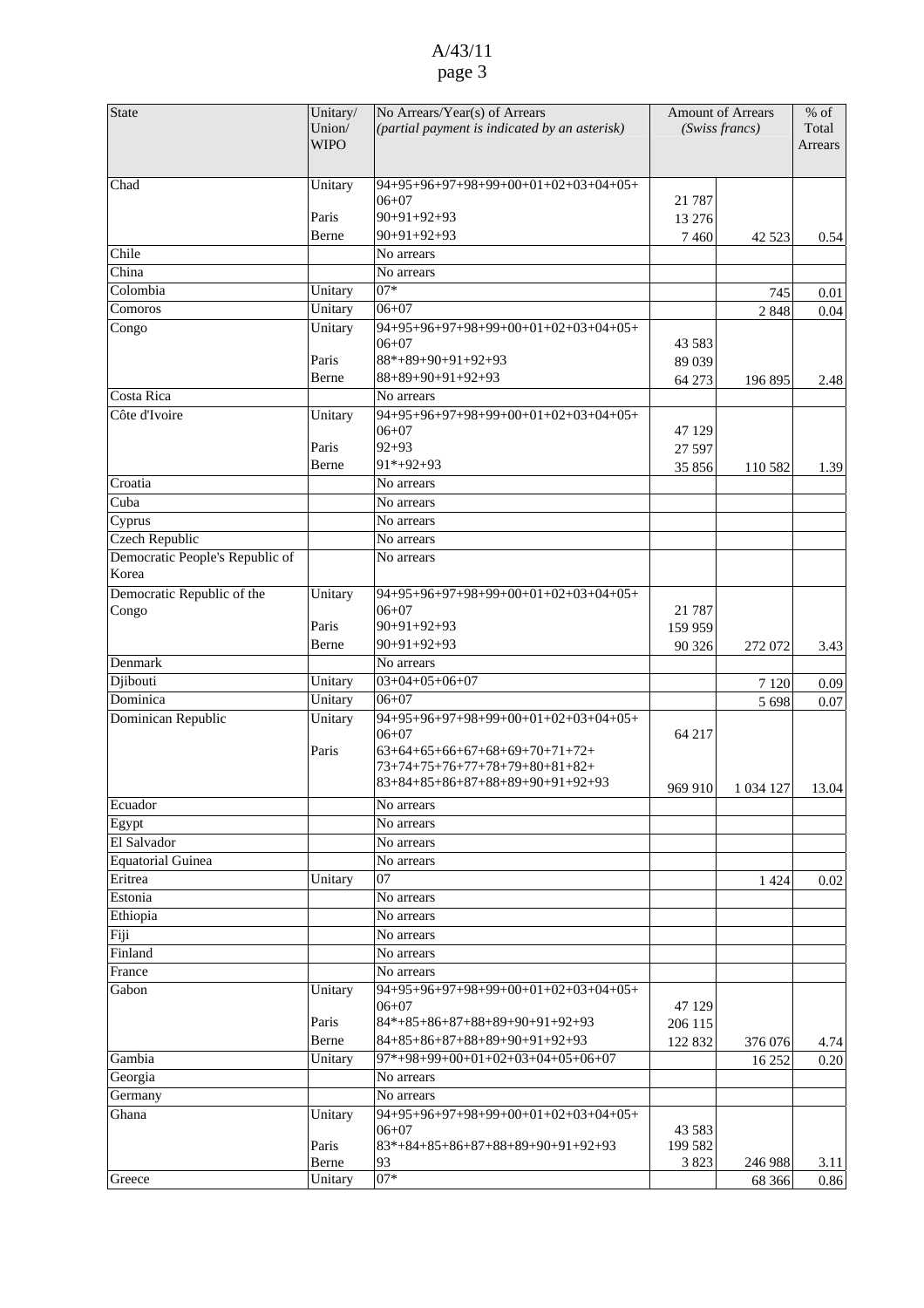| State | Unitary/ Union/ WIPO | No Arrears/Year(s) of Arrears *(partial payment is indicated by an asterisk)* | Amount of Arrears *(Swiss francs)* | | % of Total Arrears |
|---|---|---|---|---|---|
| Chad | Unitary | 94+95+96+97+98+99+00+01+02+03+04+05+ 06+07 | 21 787 | | |
| | Paris | 90+91+92+93 | 13 276 | | |
| | Berne | 90+91+92+93 | 7 460 | 42 523 | 0.54 |
| Chile | | No arrears | | | |
| China | | No arrears | | | |
| Colombia | Unitary | 07* | | 745 | 0.01 |
| Comoros | Unitary | 06+07 | | 2 848 | 0.04 |
| Congo | Unitary | 94+95+96+97+98+99+00+01+02+03+04+05+ 06+07 | 43 583 | | |
| | Paris | 88*+89+90+91+92+93 | 89 039 | | |
| | Berne | 88+89+90+91+92+93 | 64 273 | 196 895 | 2.48 |
| Costa Rica | | No arrears | | | |
| Côte d'Ivoire | Unitary | 94+95+96+97+98+99+00+01+02+03+04+05+ 06+07 | 47 129 | | |
| | Paris | 92+93 | 27 597 | | |
| | Berne | 91*+92+93 | 35 856 | 110 582 | 1.39 |
| Croatia | | No arrears | | | |
| Cuba | | No arrears | | | |
| Cyprus | | No arrears | | | |
| Czech Republic | | No arrears | | | |
| Democratic People's Republic of Korea | | No arrears | | | |
| Democratic Republic of the Congo | Unitary | 94+95+96+97+98+99+00+01+02+03+04+05+ 06+07 | 21 787 | | |
| | Paris | 90+91+92+93 | 159 959 | | |
| | Berne | 90+91+92+93 | 90 326 | 272 072 | 3.43 |
| Denmark | | No arrears | | | |
| Djibouti | Unitary | 03+04+05+06+07 | | 7 120 | 0.09 |
| Dominica | Unitary | 06+07 | | 5 698 | 0.07 |
| Dominican Republic | Unitary | 94+95+96+97+98+99+00+01+02+03+04+05+ 06+07 | 64 217 | | |
| | Paris | 63+64+65+66+67+68+69+70+71+72+ 73+74+75+76+77+78+79+80+81+82+ 83+84+85+86+87+88+89+90+91+92+93 | 969 910 | 1 034 127 | 13.04 |
| Ecuador | | No arrears | | | |
| Egypt | | No arrears | | | |
| El Salvador | | No arrears | | | |
| Equatorial Guinea | | No arrears | | | |
| Eritrea | Unitary | 07 | | 1 424 | 0.02 |
| Estonia | | No arrears | | | |
| Ethiopia | | No arrears | | | |
| Fiji | | No arrears | | | |
| Finland | | No arrears | | | |
| France | | No arrears | | | |
| Gabon | Unitary | 94+95+96+97+98+99+00+01+02+03+04+05+ 06+07 | 47 129 | | |
| | Paris | 84*+85+86+87+88+89+90+91+92+93 | 206 115 | | |
| | Berne | 84+85+86+87+88+89+90+91+92+93 | 122 832 | 376 076 | 4.74 |
| Gambia | Unitary | 97*+98+99+00+01+02+03+04+05+06+07 | | 16 252 | 0.20 |
| Georgia | | No arrears | | | |
| Germany | | No arrears | | | |
| Ghana | Unitary | 94+95+96+97+98+99+00+01+02+03+04+05+ 06+07 | 43 583 | | |
| | Paris | 83*+84+85+86+87+88+89+90+91+92+93 | 199 582 | | |
| | Berne | 93 | 3 823 | 246 988 | 3.11 |
| Greece | Unitary | 07* | | 68 366 | 0.86 |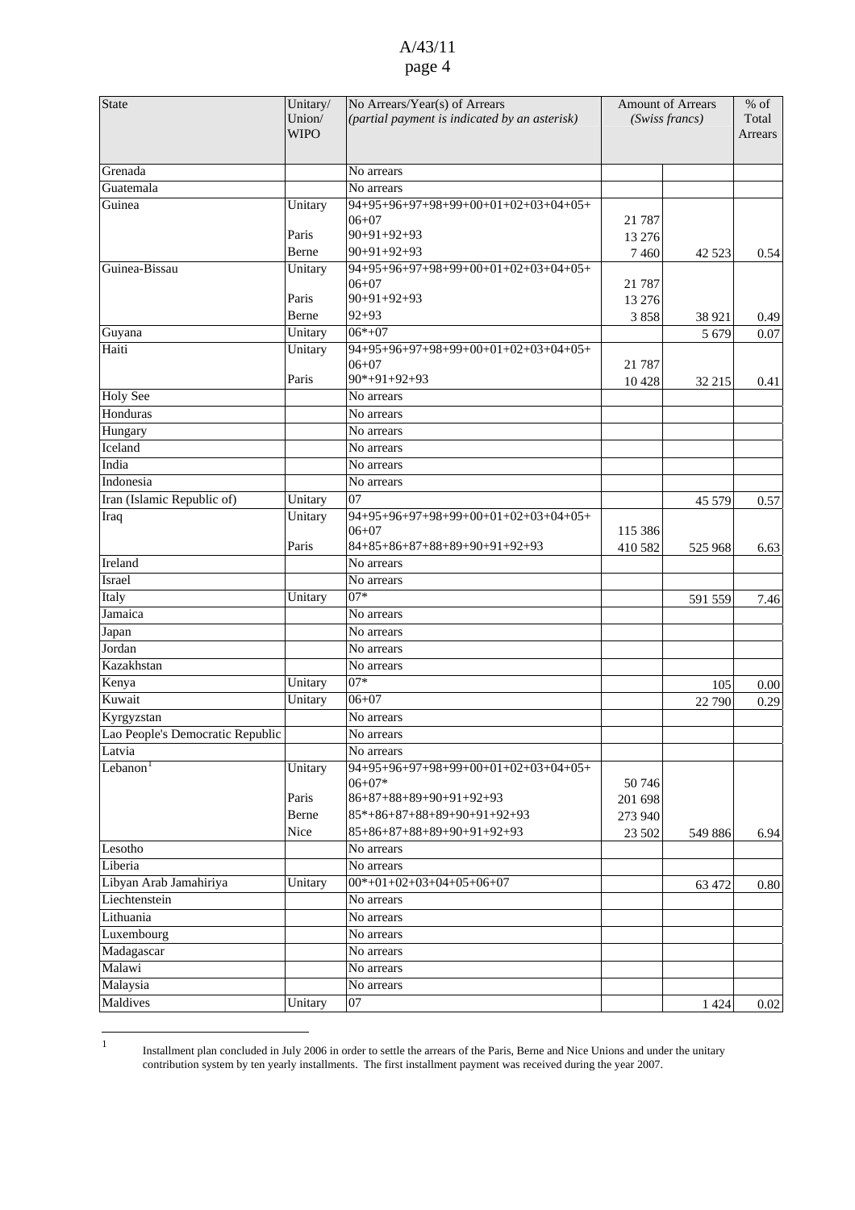| State | Unitary/ Union/ WIPO | No Arrears/Year(s) of Arrears *(partial payment is indicated by an asterisk)* | Amount of Arrears *(Swiss francs)* | | % of Total Arrears |
|---|---|---|---|---|---|
| Grenada | | No arrears | | | |
| Guatemala | | No arrears | | | |
| Guinea | Unitary | 94+95+96+97+98+99+00+01+02+03+04+05+ 06+07 | 21 787 | | |
| | Paris | 90+91+92+93 | 13 276 | | |
| | Berne | 90+91+92+93 | 7 460 | 42 523 | 0.54 |
| Guinea-Bissau | Unitary | 94+95+96+97+98+99+00+01+02+03+04+05+ 06+07 | 21 787 | | |
| | Paris | 90+91+92+93 | 13 276 | | |
| | Berne | 92+93 | 3 858 | 38 921 | 0.49 |
| Guyana | Unitary | 06*+07 | | 5 679 | 0.07 |
| Haiti | Unitary | 94+95+96+97+98+99+00+01+02+03+04+05+ 06+07 | 21 787 | | |
| | Paris | 90*+91+92+93 | 10 428 | 32 215 | 0.41 |
| Holy See | | No arrears | | | |
| Honduras | | No arrears | | | |
| Hungary | | No arrears | | | |
| Iceland | | No arrears | | | |
| India | | No arrears | | | |
| Indonesia | | No arrears | | | |
| Iran (Islamic Republic of) | Unitary | 07 | | 45 579 | 0.57 |
| Iraq | Unitary | 94+95+96+97+98+99+00+01+02+03+04+05+ 06+07 | 115 386 | | |
| | Paris | 84+85+86+87+88+89+90+91+92+93 | 410 582 | 525 968 | 6.63 |
| Ireland | | No arrears | | | |
| Israel | | No arrears | | | |
| Italy | Unitary | 07* | | 591 559 | 7.46 |
| Jamaica | | No arrears | | | |
| Japan | | No arrears | | | |
| Jordan | | No arrears | | | |
| Kazakhstan | | No arrears | | | |
| Kenya | Unitary | 07* | | 105 | 0.00 |
| Kuwait | Unitary | 06+07 | | 22 790 | 0.29 |
| Kyrgyzstan | | No arrears | | | |
| Lao People's Democratic Republic | | No arrears | | | |
| Latvia | | No arrears | | | |
| Lebanon[1] | Unitary | 94+95+96+97+98+99+00+01+02+03+04+05+ 06+07* | 50 746 | | |
| | Paris | 86+87+88+89+90+91+92+93 | 201 698 | | |
| | Berne | 85*+86+87+88+89+90+91+92+93 | 273 940 | | |
| | Nice | 85+86+87+88+89+90+91+92+93 | 23 502 | 549 886 | 6.94 |
| Lesotho | | No arrears | | | |
| Liberia | | No arrears | | | |
| Libyan Arab Jamahiriya | Unitary | 00*+01+02+03+04+05+06+07 | | 63 472 | 0.80 |
| Liechtenstein | | No arrears | | | |
| Lithuania | | No arrears | | | |
| Luxembourg | | No arrears | | | |
| Madagascar | | No arrears | | | |
| Malawi | | No arrears | | | |
| Malaysia | | No arrears | | | |
| Maldives | Unitary | 07 | | 1 424 | 0.02 |

[1] Installment plan concluded in July 2006 in order to settle the arrears of the Paris, Berne and Nice Unions and under the unitary contribution system by ten yearly installments. The first installment payment was received during the year 2007.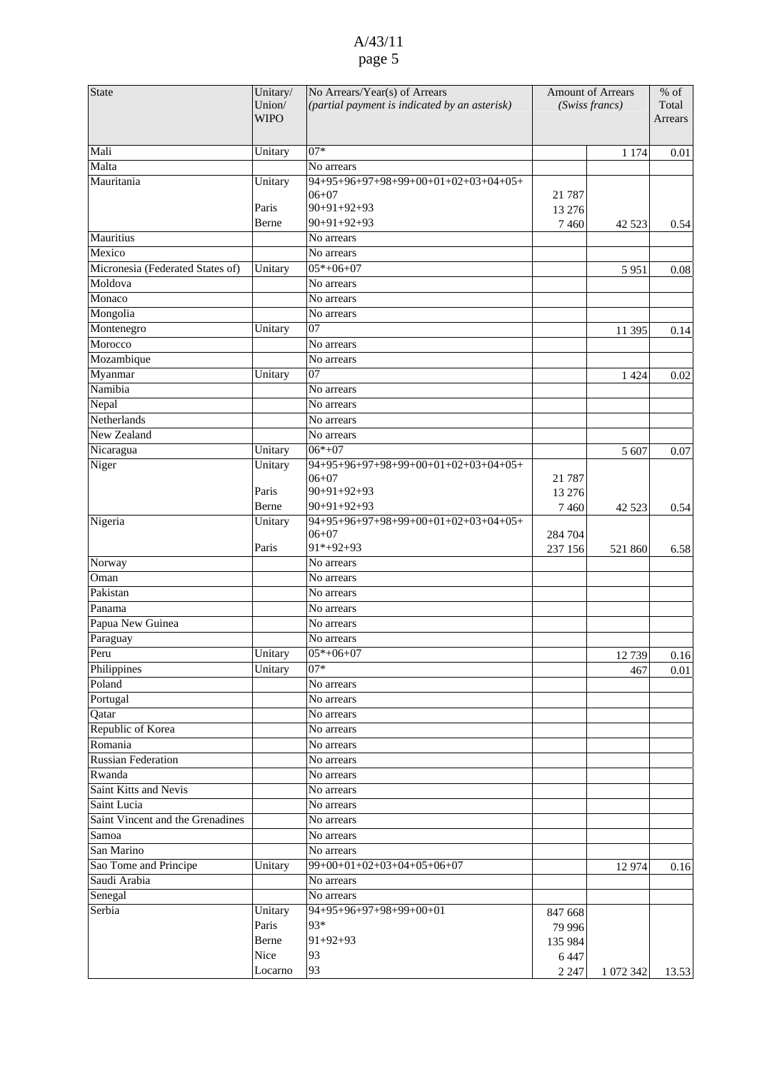| State | Unitary/ Union/ WIPO | No Arrears/Year(s) of Arrears *(partial payment is indicated by an asterisk)* | Amount of Arrears *(Swiss francs)* | | % of Total Arrears |
|---|---|---|---|---|---|
| Mali | Unitary | 07* | | 1 174 | 0.01 |
| Malta | | No arrears | | | |
| Mauritania | Unitary | 94+95+96+97+98+99+00+01+02+03+04+05+ 06+07 | 21 787 | | |
| | Paris | 90+91+92+93 | 13 276 | | |
| | Berne | 90+91+92+93 | 7 460 | 42 523 | 0.54 |
| Mauritius | | No arrears | | | |
| Mexico | | No arrears | | | |
| Micronesia (Federated States of) | Unitary | 05*+06+07 | | 5 951 | 0.08 |
| Moldova | | No arrears | | | |
| Monaco | | No arrears | | | |
| Mongolia | | No arrears | | | |
| Montenegro | Unitary | 07 | | 11 395 | 0.14 |
| Morocco | | No arrears | | | |
| Mozambique | | No arrears | | | |
| Myanmar | Unitary | 07 | | 1 424 | 0.02 |
| Namibia | | No arrears | | | |
| Nepal | | No arrears | | | |
| Netherlands | | No arrears | | | |
| New Zealand | | No arrears | | | |
| Nicaragua | Unitary | 06*+07 | | 5 607 | 0.07 |
| Niger | Unitary | 94+95+96+97+98+99+00+01+02+03+04+05+ 06+07 | 21 787 | | |
| | Paris | 90+91+92+93 | 13 276 | | |
| | Berne | 90+91+92+93 | 7 460 | 42 523 | 0.54 |
| Nigeria | Unitary | 94+95+96+97+98+99+00+01+02+03+04+05+ 06+07 | 284 704 | | |
| | Paris | 91*+92+93 | 237 156 | 521 860 | 6.58 |
| Norway | | No arrears | | | |
| Oman | | No arrears | | | |
| Pakistan | | No arrears | | | |
| Panama | | No arrears | | | |
| Papua New Guinea | | No arrears | | | |
| Paraguay | | No arrears | | | |
| Peru | Unitary | 05*+06+07 | | 12 739 | 0.16 |
| Philippines | Unitary | 07* | | 467 | 0.01 |
| Poland | | No arrears | | | |
| Portugal | | No arrears | | | |
| Qatar | | No arrears | | | |
| Republic of Korea | | No arrears | | | |
| Romania | | No arrears | | | |
| Russian Federation | | No arrears | | | |
| Rwanda | | No arrears | | | |
| Saint Kitts and Nevis | | No arrears | | | |
| Saint Lucia | | No arrears | | | |
| Saint Vincent and the Grenadines | | No arrears | | | |
| Samoa | | No arrears | | | |
| San Marino | | No arrears | | | |
| Sao Tome and Principe | Unitary | 99+00+01+02+03+04+05+06+07 | | 12 974 | 0.16 |
| Saudi Arabia | | No arrears | | | |
| Senegal | | No arrears | | | |
| Serbia | Unitary | 94+95+96+97+98+99+00+01 | 847 668 | | |
| | Paris | 93* | 79 996 | | |
| | Berne | 91+92+93 | 135 984 | | |
| | Nice | 93 | 6 447 | | |
| | Locarno | 93 | 2 247 | 1 072 342 | 13.53 |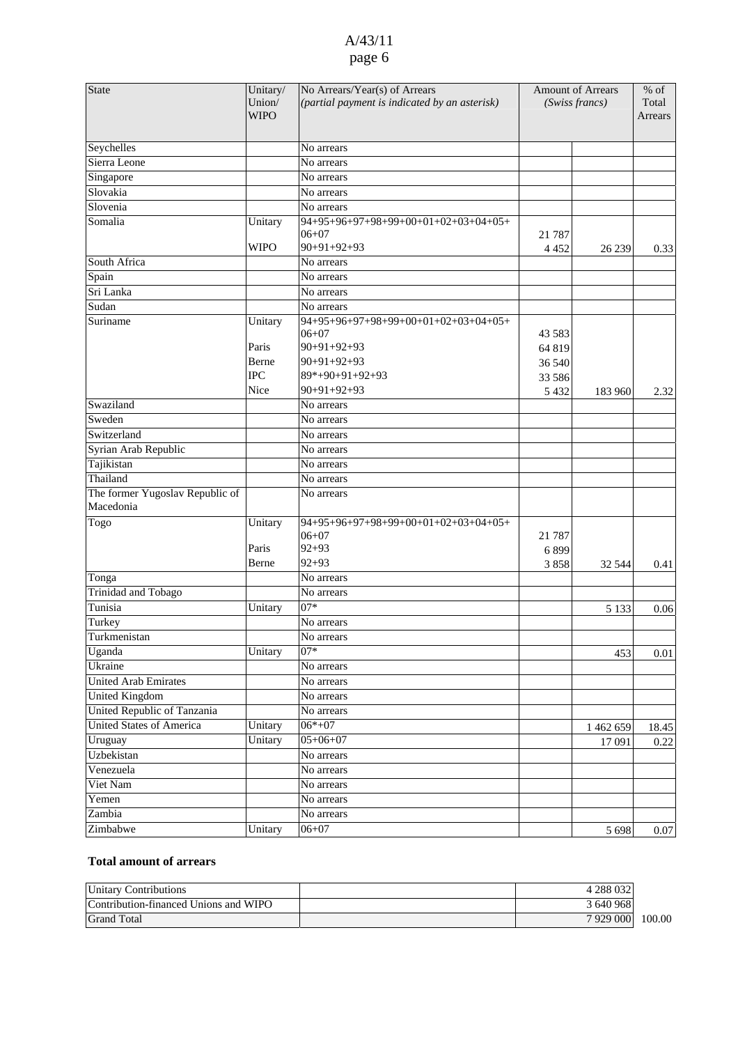| State | Unitary/ Union/ WIPO | No Arrears/Year(s) of Arrears *(partial payment is indicated by an asterisk)* | Amount of Arrears *(Swiss francs)* | | % of Total Arrears |
|---|---|---|---|---|---|
| Seychelles | | No arrears | | | |
| Sierra Leone | | No arrears | | | |
| Singapore | | No arrears | | | |
| Slovakia | | No arrears | | | |
| Slovenia | | No arrears | | | |
| Somalia | Unitary | 94+95+96+97+98+99+00+01+02+03+04+05+ 06+07 | 21 787 | | |
| | WIPO | 90+91+92+93 | 4 452 | 26 239 | 0.33 |
| South Africa | | No arrears | | | |
| Spain | | No arrears | | | |
| Sri Lanka | | No arrears | | | |
| Sudan | | No arrears | | | |
| Suriname | Unitary | 94+95+96+97+98+99+00+01+02+03+04+05+ 06+07 | 43 583 | | |
| | Paris | 90+91+92+93 | 64 819 | | |
| | Berne | 90+91+92+93 | 36 540 | | |
| | IPC | 89*+90+91+92+93 | 33 586 | | |
| | Nice | 90+91+92+93 | 5 432 | 183 960 | 2.32 |
| Swaziland | | No arrears | | | |
| Sweden | | No arrears | | | |
| Switzerland | | No arrears | | | |
| Syrian Arab Republic | | No arrears | | | |
| Tajikistan | | No arrears | | | |
| Thailand | | No arrears | | | |
| The former Yugoslav Republic of Macedonia | | No arrears | | | |
| Togo | Unitary | 94+95+96+97+98+99+00+01+02+03+04+05+ 06+07 | 21 787 | | |
| | Paris | 92+93 | 6 899 | | |
| | Berne | 92+93 | 3 858 | 32 544 | 0.41 |
| Tonga | | No arrears | | | |
| Trinidad and Tobago | | No arrears | | | |
| Tunisia | Unitary | 07* | | 5 133 | 0.06 |
| Turkey | | No arrears | | | |
| Turkmenistan | | No arrears | | | |
| Uganda | Unitary | 07* | | 453 | 0.01 |
| Ukraine | | No arrears | | | |
| United Arab Emirates | | No arrears | | | |
| United Kingdom | | No arrears | | | |
| United Republic of Tanzania | | No arrears | | | |
| United States of America | Unitary | 06*+07 | | 1 462 659 | 18.45 |
| Uruguay | Unitary | 05+06+07 | | 17 091 | 0.22 |
| Uzbekistan | | No arrears | | | |
| Venezuela | | No arrears | | | |
| Viet Nam | | No arrears | | | |
| Yemen | | No arrears | | | |
| Zambia | | No arrears | | | |
| Zimbabwe | Unitary | 06+07 | | 5 698 | 0.07 |

**Total amount of arrears**

| | | | |
|---|---|---|---|
| Unitary Contributions | | 4 288 032 | |
| Contribution-financed Unions and WIPO | | 3 640 968 | |
| Grand Total | | 7 929 000 | 100.00 |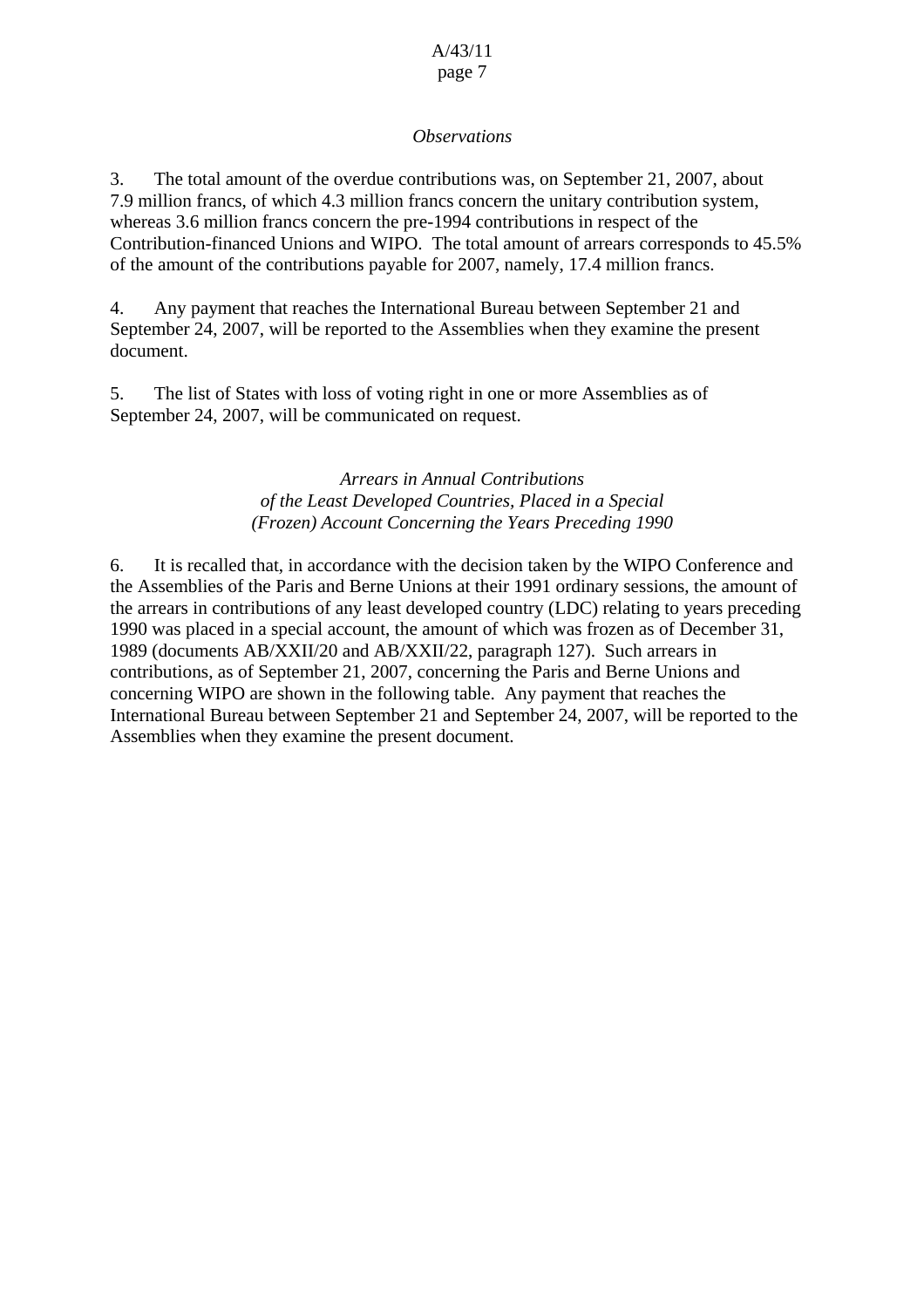*Observations*

3. The total amount of the overdue contributions was, on September 21, 2007, about 7.9 million francs, of which 4.3 million francs concern the unitary contribution system, whereas 3.6 million francs concern the pre-1994 contributions in respect of the Contribution-financed Unions and WIPO. The total amount of arrears corresponds to 45.5% of the amount of the contributions payable for 2007, namely, 17.4 million francs.

4. Any payment that reaches the International Bureau between September 21 and September 24, 2007, will be reported to the Assemblies when they examine the present document.

5. The list of States with loss of voting right in one or more Assemblies as of September 24, 2007, will be communicated on request.

*Arrears in Annual Contributions of the Least Developed Countries, Placed in a Special (Frozen) Account Concerning the Years Preceding 1990*

6. It is recalled that, in accordance with the decision taken by the WIPO Conference and the Assemblies of the Paris and Berne Unions at their 1991 ordinary sessions, the amount of the arrears in contributions of any least developed country (LDC) relating to years preceding 1990 was placed in a special account, the amount of which was frozen as of December 31, 1989 (documents AB/XXII/20 and AB/XXII/22, paragraph 127). Such arrears in contributions, as of September 21, 2007, concerning the Paris and Berne Unions and concerning WIPO are shown in the following table. Any payment that reaches the International Bureau between September 21 and September 24, 2007, will be reported to the Assemblies when they examine the present document.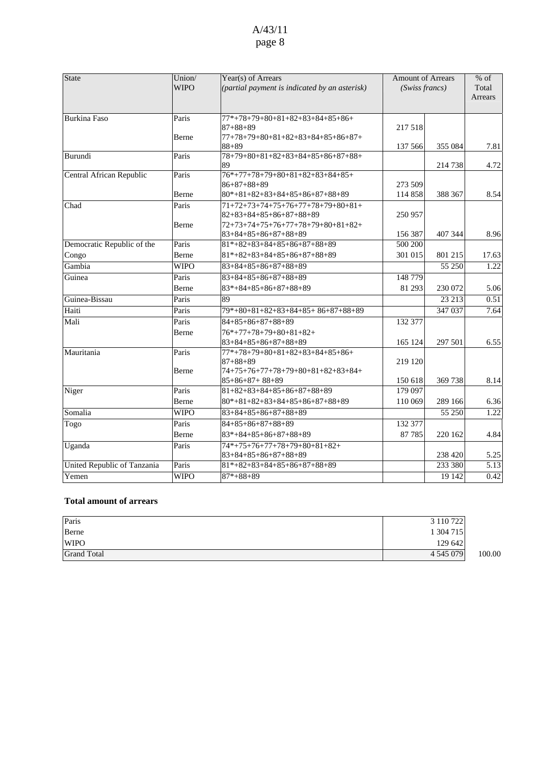| State | Union/ WIPO | Year(s) of Arrears *(partial payment is indicated by an asterisk)* | Amount of Arrears *(Swiss francs)* | | % of Total Arrears |
|---|---|---|---|---|---|
| Burkina Faso | Paris | 77*+78+79+80+81+82+83+84+85+86+ 87+88+89 | 217 518 | | |
| | Berne | 77+78+79+80+81+82+83+84+85+86+87+ 88+89 | 137 566 | 355 084 | 7.81 |
| Burundi | Paris | 78+79+80+81+82+83+84+85+86+87+88+ 89 | | 214 738 | 4.72 |
| Central African Republic | Paris | 76*+77+78+79+80+81+82+83+84+85+ 86+87+88+89 | 273 509 | | |
| | Berne | 80*+81+82+83+84+85+86+87+88+89 | 114 858 | 388 367 | 8.54 |
| Chad | Paris | 71+72+73+74+75+76+77+78+79+80+81+ 82+83+84+85+86+87+88+89 | 250 957 | | |
| | Berne | 72+73+74+75+76+77+78+79+80+81+82+ 83+84+85+86+87+88+89 | 156 387 | 407 344 | 8.96 |
| Democratic Republic of the | Paris | 81*+82+83+84+85+86+87+88+89 | 500 200 | | |
| Congo | Berne | 81*+82+83+84+85+86+87+88+89 | 301 015 | 801 215 | 17.63 |
| Gambia | WIPO | 83+84+85+86+87+88+89 | | 55 250 | 1.22 |
| Guinea | Paris | 83+84+85+86+87+88+89 | 148 779 | | |
| | Berne | 83*+84+85+86+87+88+89 | 81 293 | 230 072 | 5.06 |
| Guinea-Bissau | Paris | 89 | | 23 213 | 0.51 |
| Haiti | Paris | 79*+80+81+82+83+84+85+ 86+87+88+89 | | 347 037 | 7.64 |
| Mali | Paris | 84+85+86+87+88+89 | 132 377 | | |
| | Berne | 76*+77+78+79+80+81+82+ 83+84+85+86+87+88+89 | 165 124 | 297 501 | 6.55 |
| Mauritania | Paris | 77*+78+79+80+81+82+83+84+85+86+ 87+88+89 | 219 120 | | |
| | Berne | 74+75+76+77+78+79+80+81+82+83+84+ 85+86+87+ 88+89 | 150 618 | 369 738 | 8.14 |
| Niger | Paris | 81+82+83+84+85+86+87+88+89 | 179 097 | | |
| | Berne | 80*+81+82+83+84+85+86+87+88+89 | 110 069 | 289 166 | 6.36 |
| Somalia | WIPO | 83+84+85+86+87+88+89 | | 55 250 | 1.22 |
| Togo | Paris | 84+85+86+87+88+89 | 132 377 | | |
| | Berne | 83*+84+85+86+87+88+89 | 87 785 | 220 162 | 4.84 |
| Uganda | Paris | 74*+75+76+77+78+79+80+81+82+ 83+84+85+86+87+88+89 | | 238 420 | 5.25 |
| United Republic of Tanzania | Paris | 81*+82+83+84+85+86+87+88+89 | | 233 380 | 5.13 |
| Yemen | WIPO | 87*+88+89 | | 19 142 | 0.42 |

**Total amount of arrears**

| | | |
|---|---|---|
| Paris | 3 110 722 | |
| Berne | 1 304 715 | |
| WIPO | 129 642 | |
| Grand Total | 4 545 079 | 100.00 |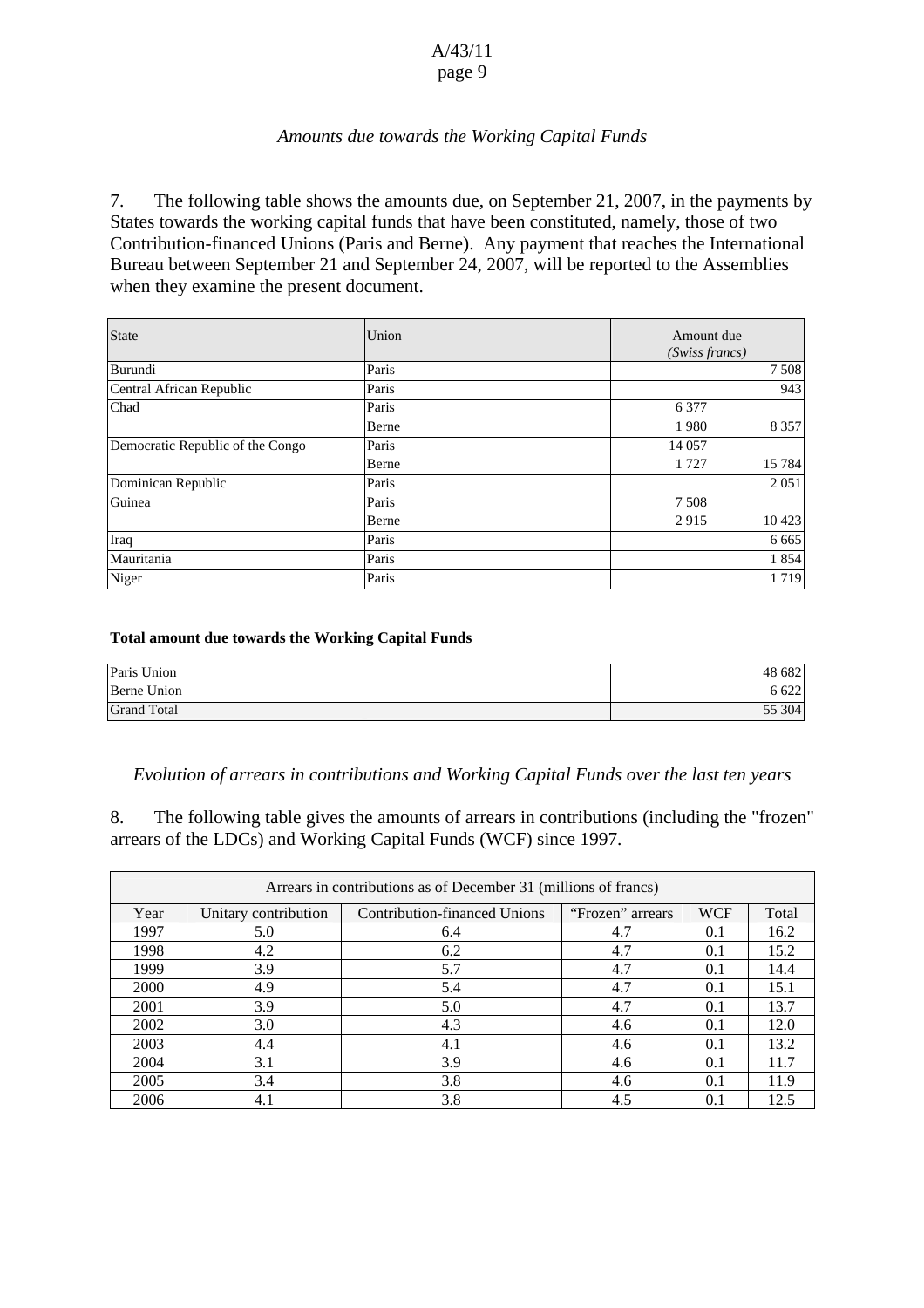*Amounts due towards the Working Capital Funds*

7. The following table shows the amounts due, on September 21, 2007, in the payments by States towards the working capital funds that have been constituted, namely, those of two Contribution-financed Unions (Paris and Berne). Any payment that reaches the International Bureau between September 21 and September 24, 2007, will be reported to the Assemblies when they examine the present document.

| State | Union | Amount due *(Swiss francs)* | |
|---|---|---|---|
| Burundi | Paris | | 7 508 |
| Central African Republic | Paris | | 943 |
| Chad | Paris | 6 377 | |
| | Berne | 1 980 | 8 357 |
| Democratic Republic of the Congo | Paris | 14 057 | |
| | Berne | 1 727 | 15 784 |
| Dominican Republic | Paris | | 2 051 |
| Guinea | Paris | 7 508 | |
| | Berne | 2 915 | 10 423 |
| Iraq | Paris | | 6 665 |
| Mauritania | Paris | | 1 854 |
| Niger | Paris | | 1 719 |

**Total amount due towards the Working Capital Funds**

| | |
|---|---|
| Paris Union | 48 682 |
| Berne Union | 6 622 |
| Grand Total | 55 304 |

*Evolution of arrears in contributions and Working Capital Funds over the last ten years*

8. The following table gives the amounts of arrears in contributions (including the "frozen" arrears of the LDCs) and Working Capital Funds (WCF) since 1997.

| Arrears in contributions as of December 31 (millions of francs) | | | | | |
|---|---|---|---|---|---|
| Year | Unitary contribution | Contribution-financed Unions | "Frozen" arrears | WCF | Total |
| 1997 | 5.0 | 6.4 | 4.7 | 0.1 | 16.2 |
| 1998 | 4.2 | 6.2 | 4.7 | 0.1 | 15.2 |
| 1999 | 3.9 | 5.7 | 4.7 | 0.1 | 14.4 |
| 2000 | 4.9 | 5.4 | 4.7 | 0.1 | 15.1 |
| 2001 | 3.9 | 5.0 | 4.7 | 0.1 | 13.7 |
| 2002 | 3.0 | 4.3 | 4.6 | 0.1 | 12.0 |
| 2003 | 4.4 | 4.1 | 4.6 | 0.1 | 13.2 |
| 2004 | 3.1 | 3.9 | 4.6 | 0.1 | 11.7 |
| 2005 | 3.4 | 3.8 | 4.6 | 0.1 | 11.9 |
| 2006 | 4.1 | 3.8 | 4.5 | 0.1 | 12.5 |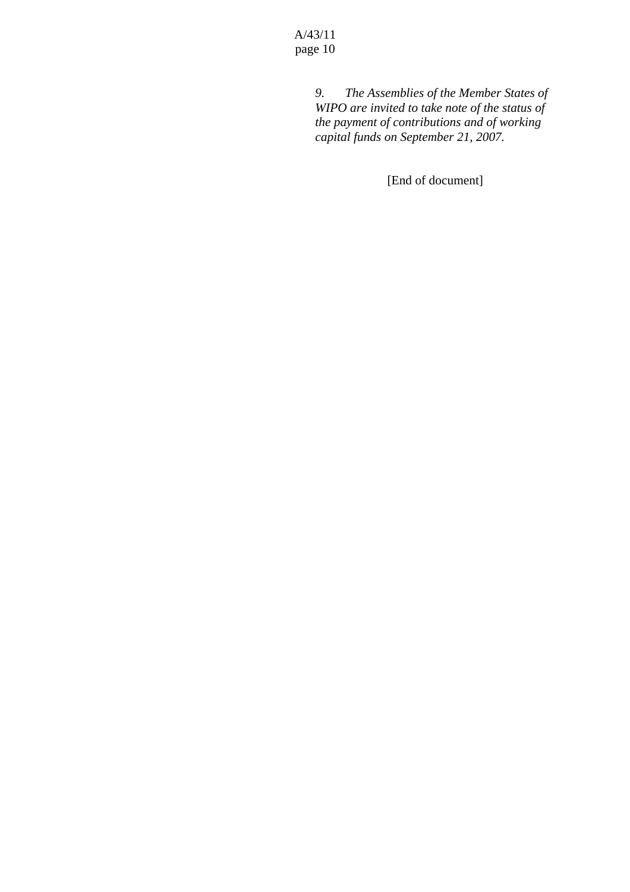*9. The Assemblies of the Member States of WIPO are invited to take note of the status of the payment of contributions and of working capital funds on September 21, 2007.*

[End of document]